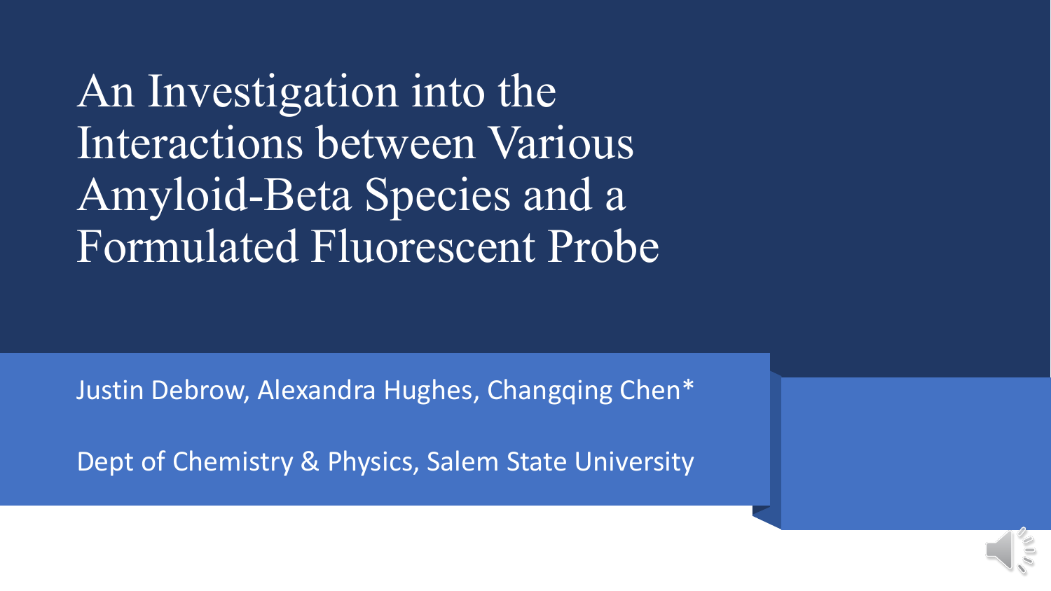# An Investigation into the Interactions between Various Amyloid-Beta Species and a Formulated Fluorescent Probe

Justin Debrow, Alexandra Hughes, Changqing Chen*

Dept of Chemistry & Physics, Salem State University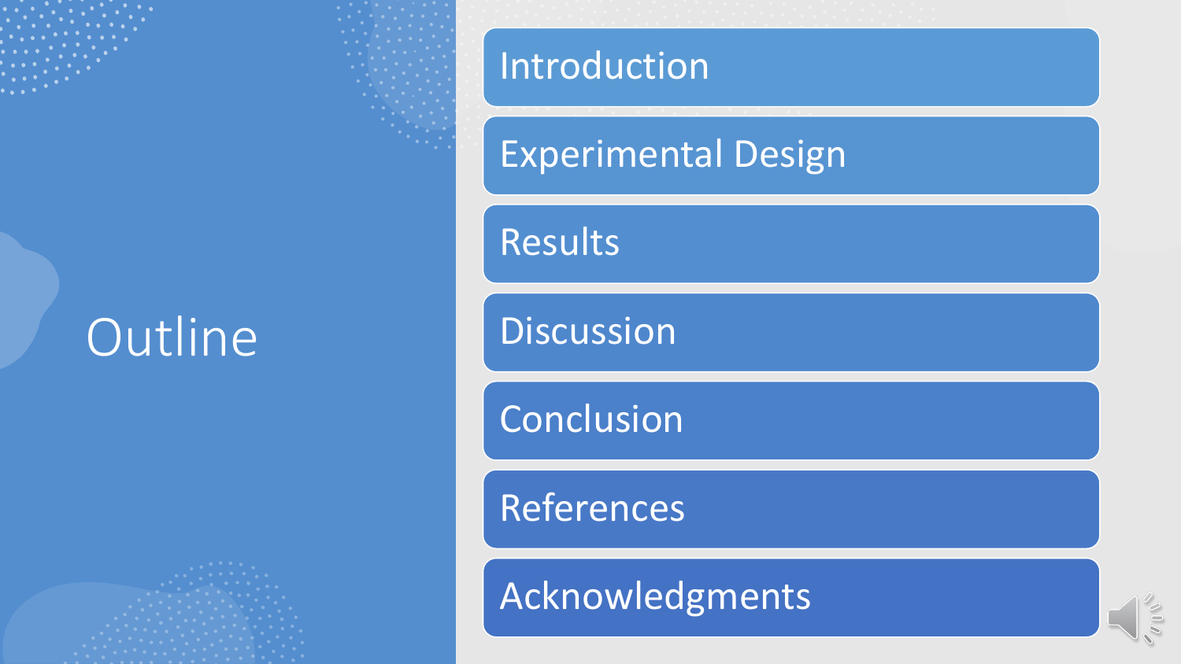# Outline

- Introduction
- Experimental Design
- Results
- Discussion
- Conclusion
- References
- Acknowledgments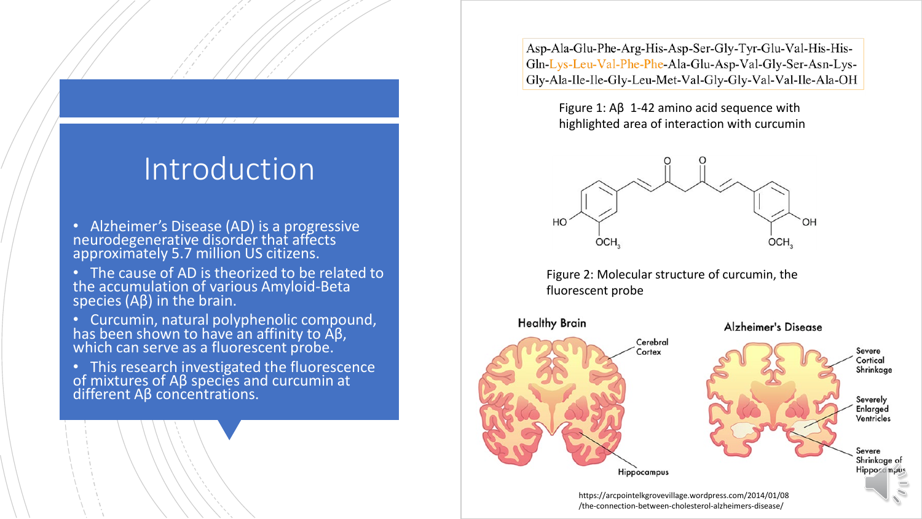# Introduction

- Alzheimer's Disease (AD) is a progressive neurodegenerative disorder that affects approximately 5.7 million US citizens.
- The cause of AD is theorized to be related to the accumulation of various Amyloid-Beta species (Aβ) in the brain.
- Curcumin, natural polyphenolic compound, has been shown to have an affinity to Aβ, which can serve as a fluorescent probe.
- This research investigated the fluorescence of mixtures of Aβ species and curcumin at different Aβ concentrations.

Asp-Ala-Glu-Phe-Arg-His-Asp-Ser-Gly-Tyr-Glu-Val-His-His-Gln-Lys-Leu-Val-Phe-Phe-Ala-Glu-Asp-Val-Gly-Ser-Asn-Lys-Gly-Ala-Ile-Ile-Gly-Leu-Met-Val-Gly-Gly-Val-Val-Ile-Ala-OH

Figure 1: Aβ 1-42 amino acid sequence with highlighted area of interaction with curcumin

Figure 2: Molecular structure of curcumin, the fluorescent probe

https://arcpointelkgrovevillage.wordpress.com/2014/01/08/the-connection-between-cholesterol-alzheimers-disease/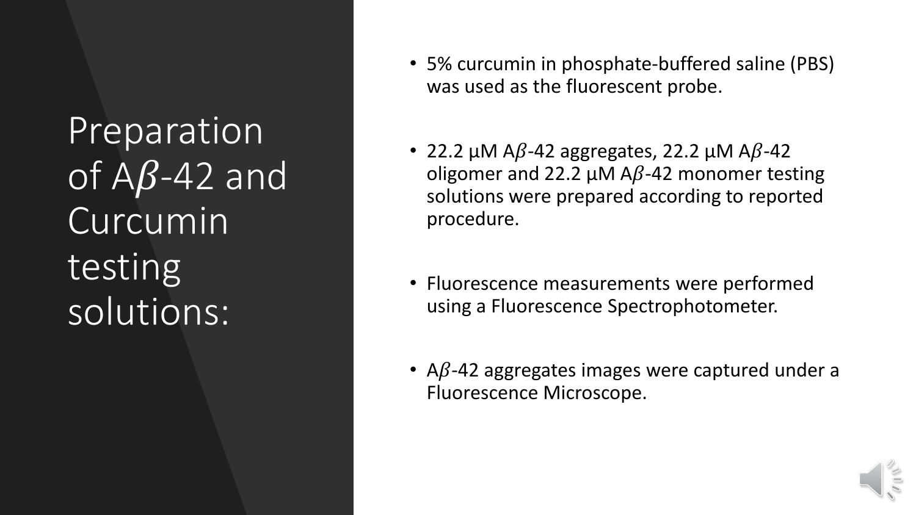# Preparation of A$\beta$-42 and Curcumin testing solutions:

- 5% curcumin in phosphate-buffered saline (PBS) was used as the fluorescent probe.
- 22.2 µM A$\beta$-42 aggregates, 22.2 µM A$\beta$-42 oligomer and 22.2 µM A$\beta$-42 monomer testing solutions were prepared according to reported procedure.
- Fluorescence measurements were performed using a Fluorescence Spectrophotometer.
- A$\beta$-42 aggregates images were captured under a Fluorescence Microscope.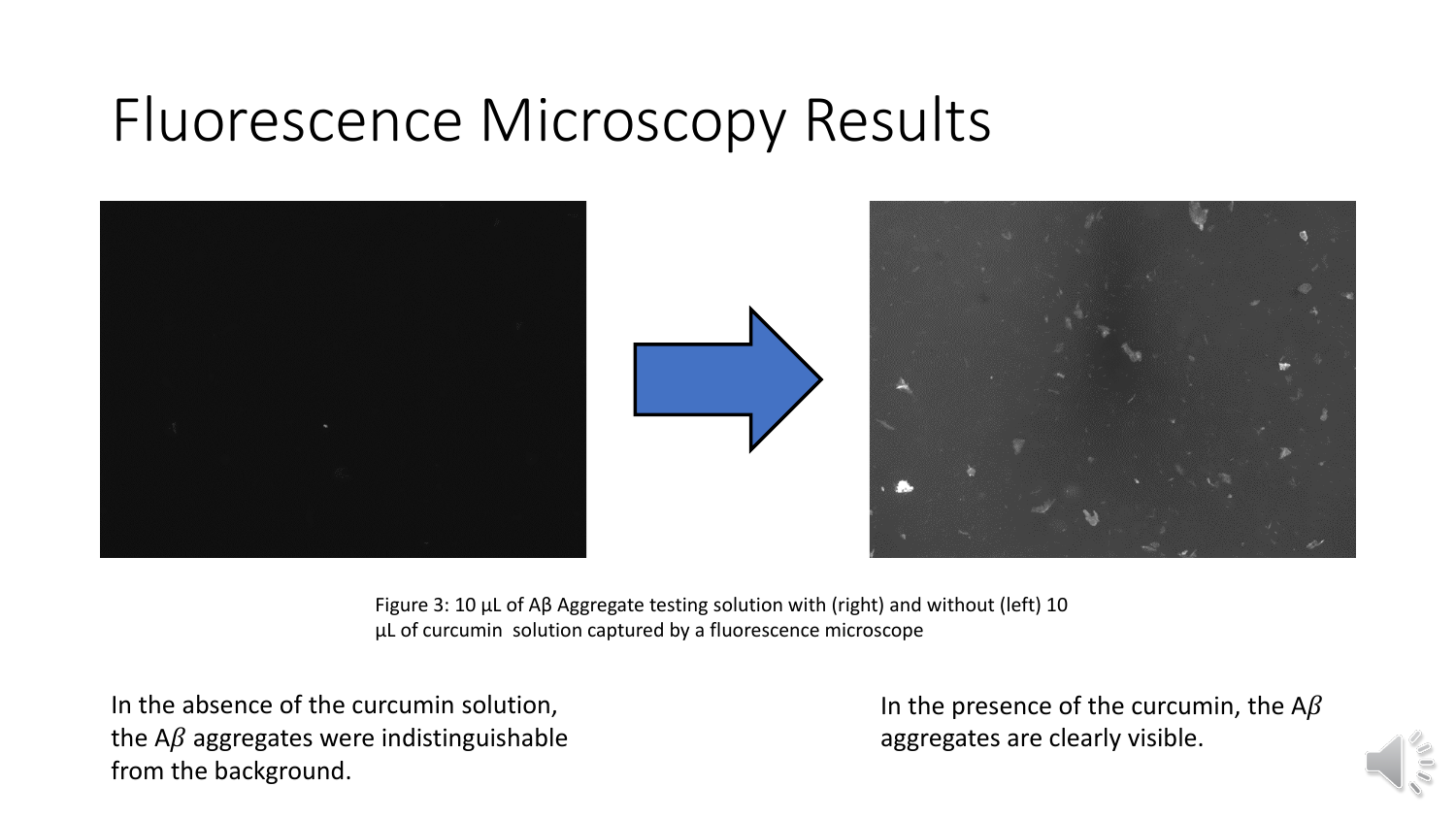# Fluorescence Microscopy Results

Figure 3: 10 µL of Aβ Aggregate testing solution with (right) and without (left) 10 µL of curcumin solution captured by a fluorescence microscope

In the absence of the curcumin solution, the A$\beta$ aggregates were indistinguishable from the background.

In the presence of the curcumin, the A$\beta$ aggregates are clearly visible.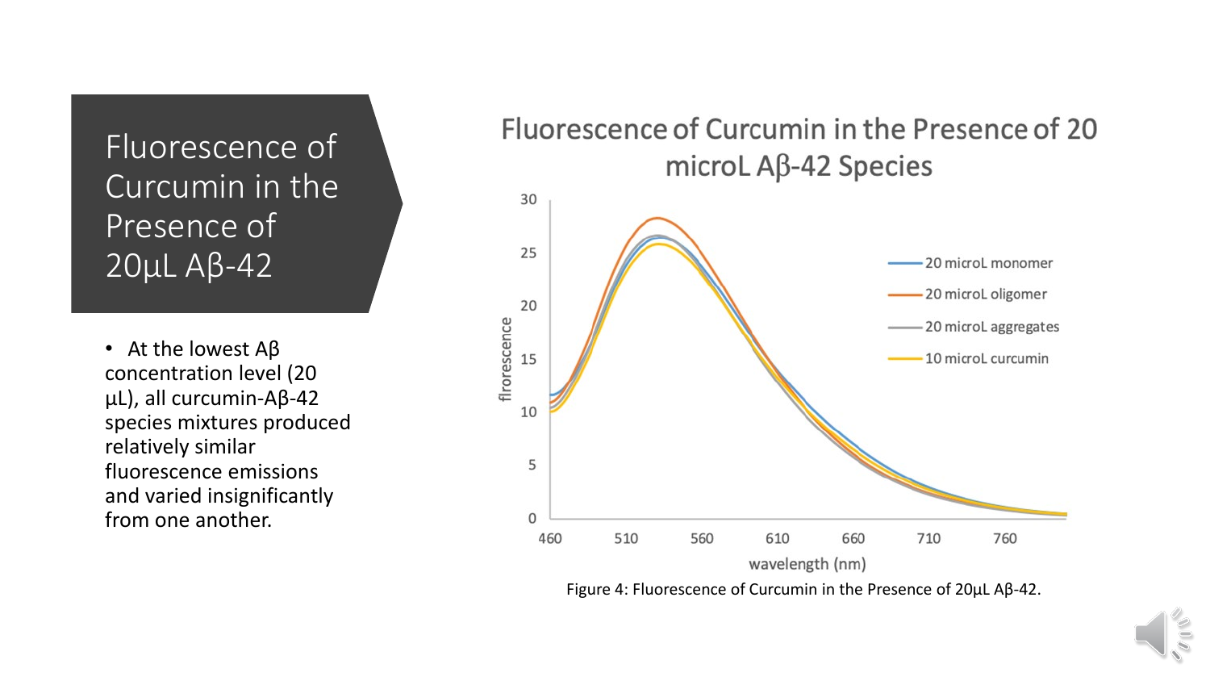# Fluorescence of Curcumin in the Presence of 20µL Aβ-42

- At the lowest Aβ concentration level (20 µL), all curcumin-Aβ-42 species mixtures produced relatively similar fluorescence emissions and varied insignificantly from one another.

Figure 4: Fluorescence of Curcumin in the Presence of 20µL Aβ-42.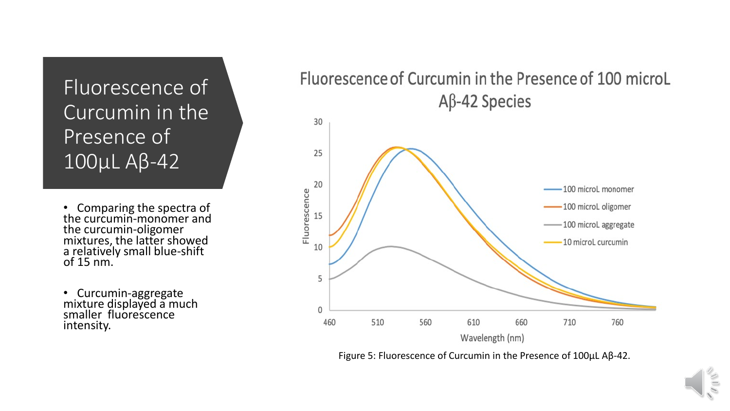# Fluorescence of Curcumin in the Presence of 100µL Aβ-42

- Comparing the spectra of the curcumin-monomer and the curcumin-oligomer mixtures, the latter showed a relatively small blue-shift of 15 nm.
- Curcumin-aggregate mixture displayed a much smaller fluorescence intensity.

Figure 5: Fluorescence of Curcumin in the Presence of 100µL Aβ-42.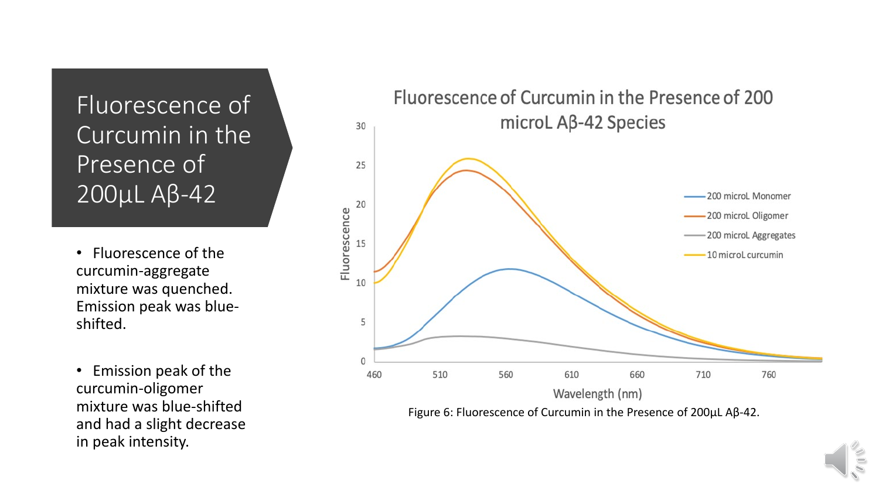# Fluorescence of Curcumin in the Presence of 200µL Aβ-42

- Fluorescence of the curcumin-aggregate mixture was quenched. Emission peak was blue-shifted.
- Emission peak of the curcumin-oligomer mixture was blue-shifted and had a slight decrease in peak intensity.

Figure 6: Fluorescence of Curcumin in the Presence of 200µL Aβ-42.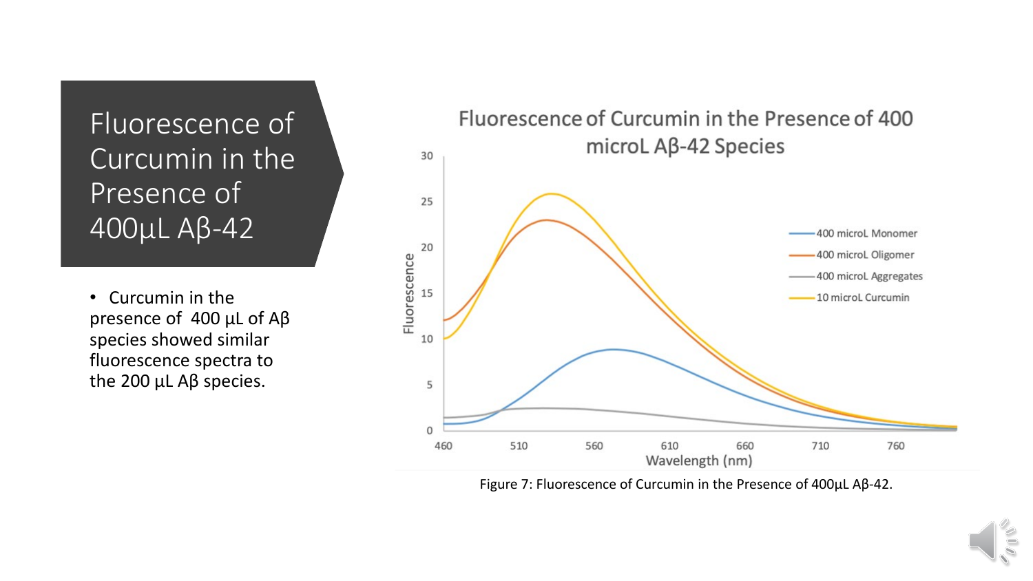# Fluorescence of Curcumin in the Presence of 400µL Aβ-42

- Curcumin in the presence of 400 µL of Aβ species showed similar fluorescence spectra to the 200 µL Aβ species.

Figure 7: Fluorescence of Curcumin in the Presence of 400µL Aβ-42.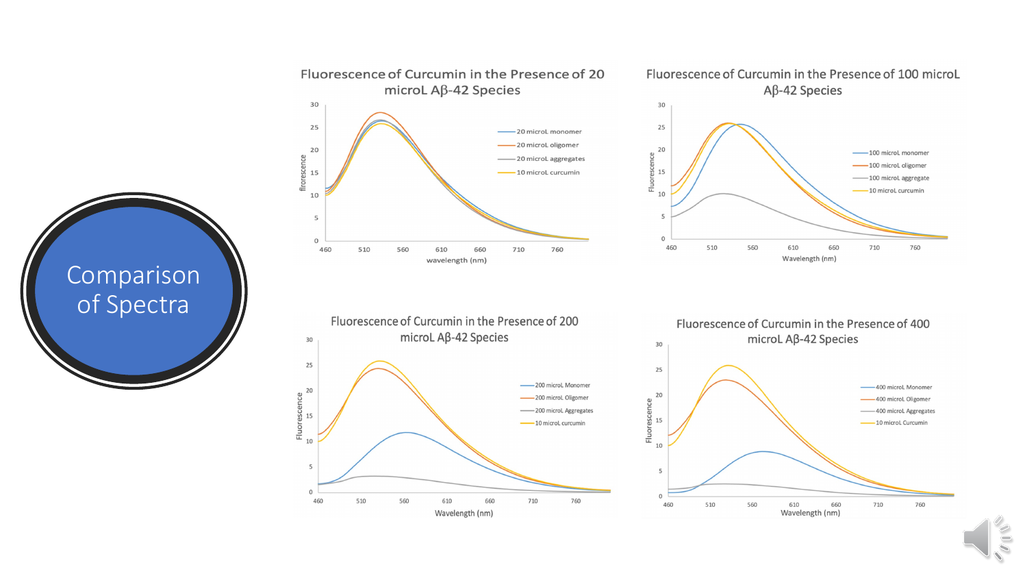# Comparison of Spectra

### Fluorescence of Curcumin in the Presence of 20 microL Aβ-42 Species

- 20 microL monomer
- 20 microL oligomer
- 20 microL aggregates
- 10 microL curcumin

Axes: flrorescence (0–30); wavelength (nm) (460–760)

### Fluorescence of Curcumin in the Presence of 100 microL Aβ-42 Species

- 100 microL monomer
- 100 microL oligomer
- 100 microL aggregate
- 10 microL curcumin

Axes: Fluorescence (0–30); Wavelength (nm) (460–760)

### Fluorescence of Curcumin in the Presence of 200 microL Aβ-42 Species

- 200 microL Monomer
- 200 microL Oligomer
- 200 microL Aggregates
- 10 microL curcumin

Axes: Fluorescence (0–30); Wavelength (nm) (460–760)

### Fluorescence of Curcumin in the Presence of 400 microL Aβ-42 Species

- 400 microL Monomer
- 400 microL Oligomer
- 400 microL Aggregates
- 10 microL Curcumin

Axes: Fluorescence (0–30); Wavelength (nm) (460–760)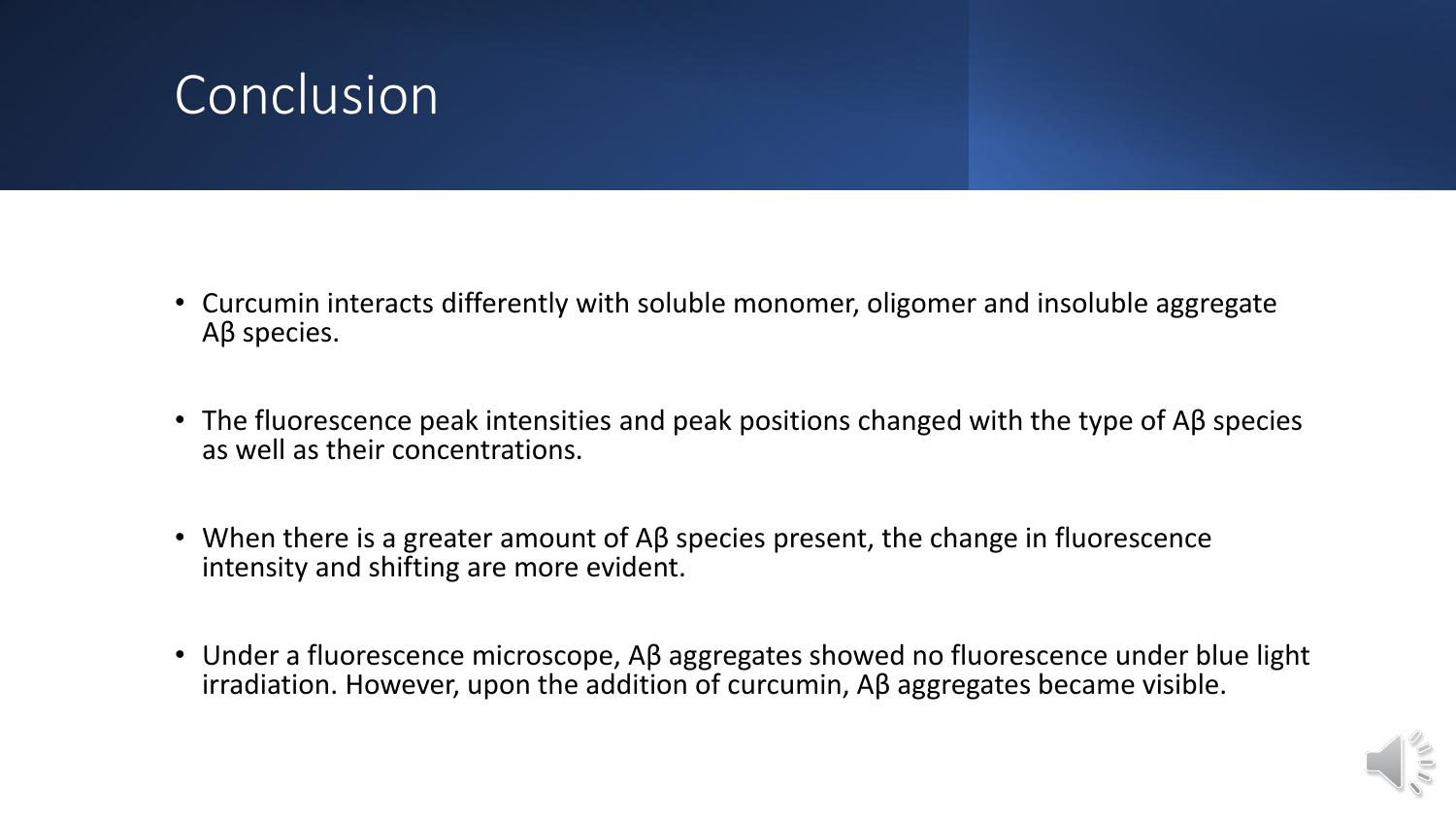# Conclusion

- Curcumin interacts differently with soluble monomer, oligomer and insoluble aggregate Aβ species.
- The fluorescence peak intensities and peak positions changed with the type of Aβ species as well as their concentrations.
- When there is a greater amount of Aβ species present, the change in fluorescence intensity and shifting are more evident.
- Under a fluorescence microscope, Aβ aggregates showed no fluorescence under blue light irradiation. However, upon the addition of curcumin, Aβ aggregates became visible.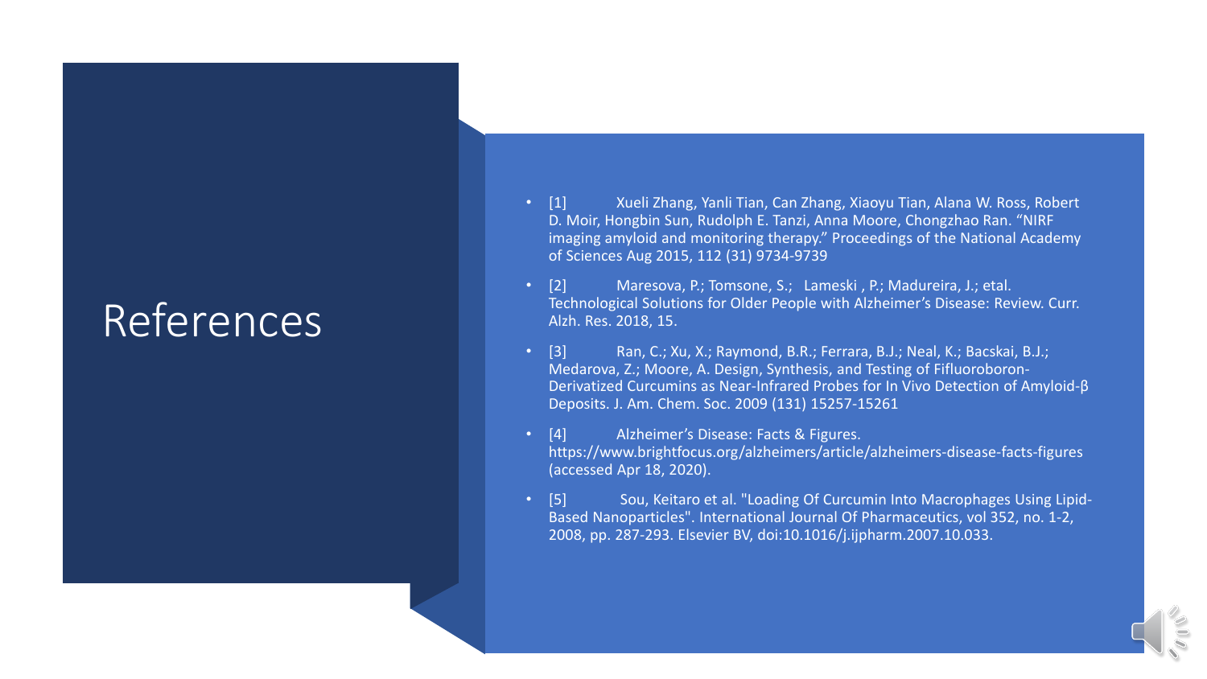# References

- [1] Xueli Zhang, Yanli Tian, Can Zhang, Xiaoyu Tian, Alana W. Ross, Robert D. Moir, Hongbin Sun, Rudolph E. Tanzi, Anna Moore, Chongzhao Ran. "NIRF imaging amyloid and monitoring therapy." Proceedings of the National Academy of Sciences Aug 2015, 112 (31) 9734-9739
- [2] Maresova, P.; Tomsone, S.; Lameski , P.; Madureira, J.; etal. Technological Solutions for Older People with Alzheimer's Disease: Review. Curr. Alzh. Res. 2018, 15.
- [3] Ran, C.; Xu, X.; Raymond, B.R.; Ferrara, B.J.; Neal, K.; Bacskai, B.J.; Medarova, Z.; Moore, A. Design, Synthesis, and Testing of Fifluoroboron-Derivatized Curcumins as Near-Infrared Probes for In Vivo Detection of Amyloid-β Deposits. J. Am. Chem. Soc. 2009 (131) 15257-15261
- [4] Alzheimer's Disease: Facts & Figures. https://www.brightfocus.org/alzheimers/article/alzheimers-disease-facts-figures (accessed Apr 18, 2020).
- [5] Sou, Keitaro et al. "Loading Of Curcumin Into Macrophages Using Lipid-Based Nanoparticles". International Journal Of Pharmaceutics, vol 352, no. 1-2, 2008, pp. 287-293. Elsevier BV, doi:10.1016/j.ijpharm.2007.10.033.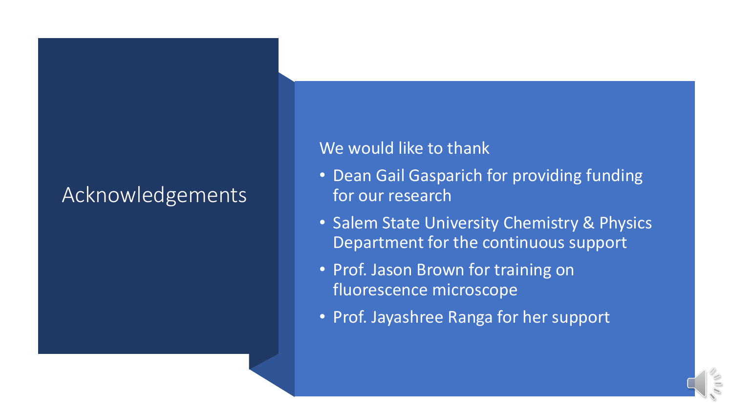# Acknowledgements

We would like to thank

- Dean Gail Gasparich for providing funding for our research
- Salem State University Chemistry & Physics Department for the continuous support
- Prof. Jason Brown for training on fluorescence microscope
- Prof. Jayashree Ranga for her support